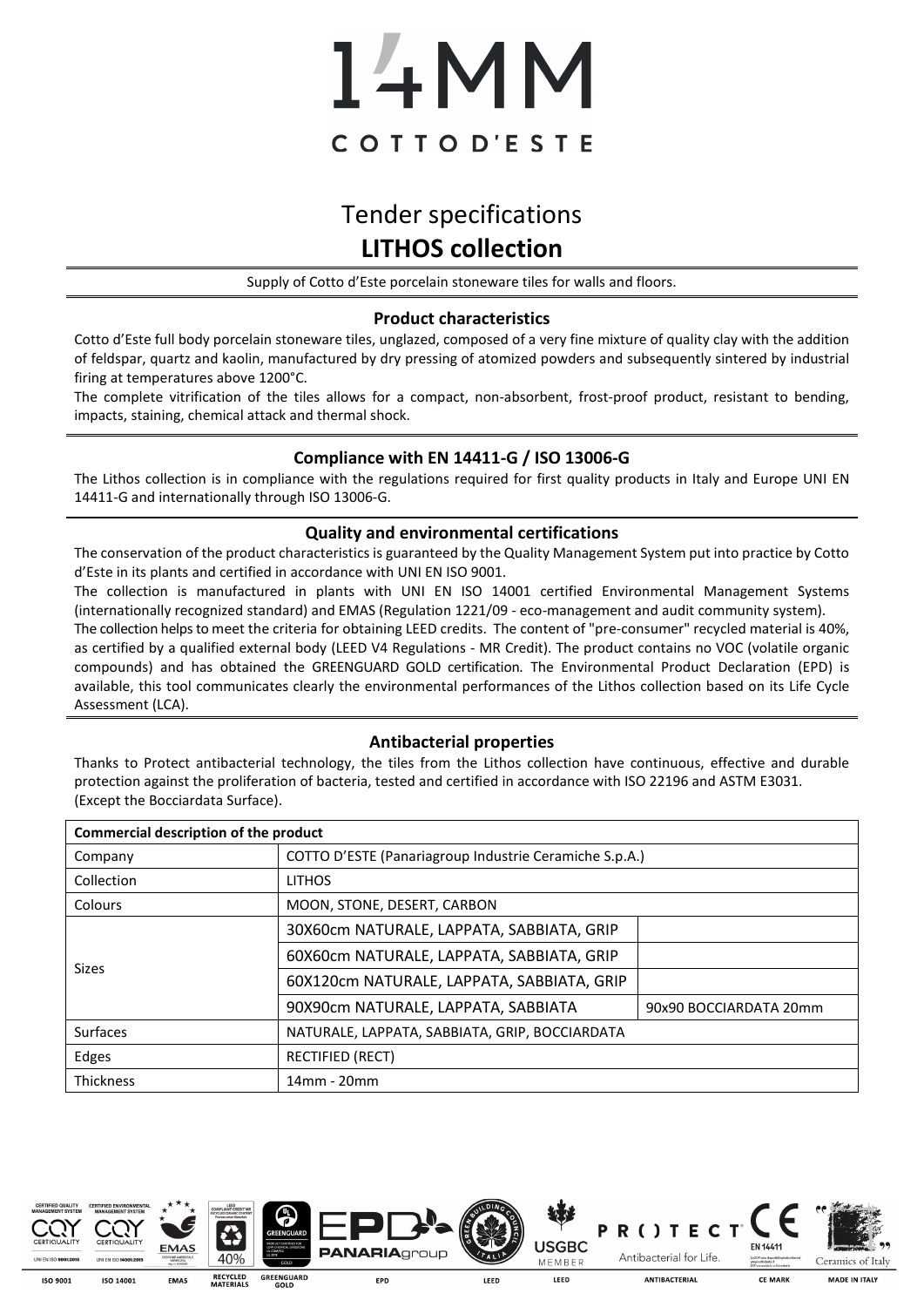# 14MM

COTTO D'ESTE

# Tender specifications
# LITHOS collection

Supply of Cotto d'Este porcelain stoneware tiles for walls and floors.

## Product characteristics

Cotto d'Este full body porcelain stoneware tiles, unglazed, composed of a very fine mixture of quality clay with the addition of feldspar, quartz and kaolin, manufactured by dry pressing of atomized powders and subsequently sintered by industrial firing at temperatures above 1200°C.

The complete vitrification of the tiles allows for a compact, non-absorbent, frost-proof product, resistant to bending, impacts, staining, chemical attack and thermal shock.

## Compliance with EN 14411-G / ISO 13006-G

The Lithos collection is in compliance with the regulations required for first quality products in Italy and Europe UNI EN 14411-G and internationally through ISO 13006-G.

## Quality and environmental certifications

The conservation of the product characteristics is guaranteed by the Quality Management System put into practice by Cotto d'Este in its plants and certified in accordance with UNI EN ISO 9001.

The collection is manufactured in plants with UNI EN ISO 14001 certified Environmental Management Systems (internationally recognized standard) and EMAS (Regulation 1221/09 - eco-management and audit community system).

The collection helps to meet the criteria for obtaining LEED credits. The content of "pre-consumer" recycled material is 40%, as certified by a qualified external body (LEED V4 Regulations - MR Credit). The product contains no VOC (volatile organic compounds) and has obtained the GREENGUARD GOLD certification. The Environmental Product Declaration (EPD) is available, this tool communicates clearly the environmental performances of the Lithos collection based on its Life Cycle Assessment (LCA).

## Antibacterial properties

Thanks to Protect antibacterial technology, the tiles from the Lithos collection have continuous, effective and durable protection against the proliferation of bacteria, tested and certified in accordance with ISO 22196 and ASTM E3031. (Except the Bocciardata Surface).

| Commercial description of the product | | |
|---|---|---|
| Company | COTTO D'ESTE (Panariagroup Industrie Ceramiche S.p.A.) | |
| Collection | LITHOS | |
| Colours | MOON, STONE, DESERT, CARBON | |
| Sizes | 30X60cm NATURALE, LAPPATA, SABBIATA, GRIP | |
| | 60X60cm NATURALE, LAPPATA, SABBIATA, GRIP | |
| | 60X120cm NATURALE, LAPPATA, SABBIATA, GRIP | |
| | 90X90cm NATURALE, LAPPATA, SABBIATA | 90x90 BOCCIARDATA 20mm |
| Surfaces | NATURALE, LAPPATA, SABBIATA, GRIP, BOCCIARDATA | |
| Edges | RECTIFIED (RECT) | |
| Thickness | 14mm - 20mm | |

ISO 9001 | ISO 14001 | EMAS | RECYCLED MATERIALS | GREENGUARD GOLD | EPD | LEED | LEED | ANTIBACTERIAL | CE MARK | MADE IN ITALY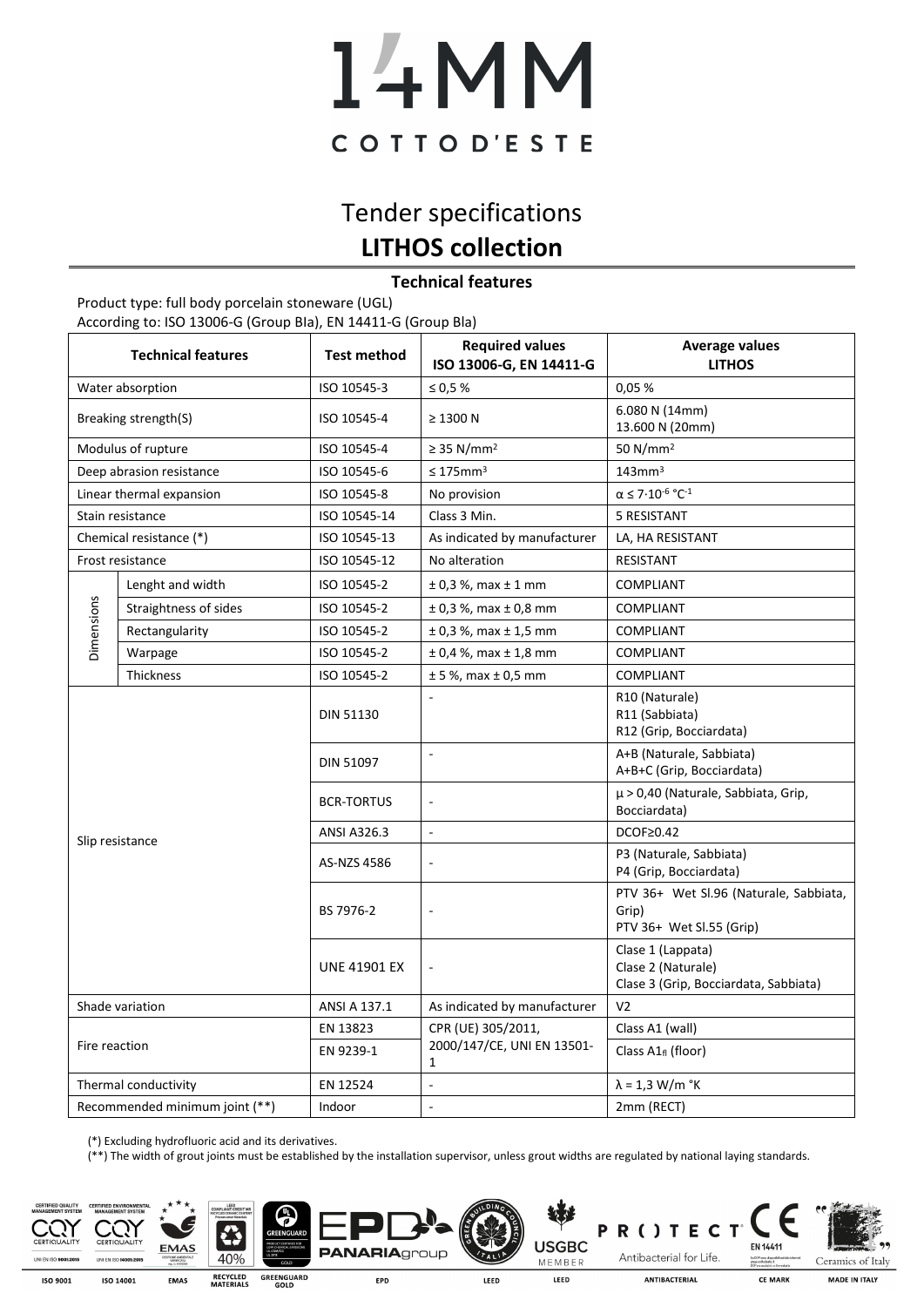# 14MM

COTTO D'ESTE

## Tender specifications

## LITHOS collection

### Technical features

Product type: full body porcelain stoneware (UGL)
According to: ISO 13006-G (Group BIa), EN 14411-G (Group BIa)

| Technical features | | Test method | Required values ISO 13006-G, EN 14411-G | Average values LITHOS |
|---|---|---|---|---|
| Water absorption | | ISO 10545-3 | ≤ 0,5 % | 0,05 % |
| Breaking strength(S) | | ISO 10545-4 | ≥ 1300 N | 6.080 N (14mm)<br>13.600 N (20mm) |
| Modulus of rupture | | ISO 10545-4 | ≥ 35 N/mm² | 50 N/mm² |
| Deep abrasion resistance | | ISO 10545-6 | ≤ 175mm³ | 143mm³ |
| Linear thermal expansion | | ISO 10545-8 | No provision | $\alpha \leq 7{\cdot}10^{-6}$ °C$^{-1}$ |
| Stain resistance | | ISO 10545-14 | Class 3 Min. | 5 RESISTANT |
| Chemical resistance (*) | | ISO 10545-13 | As indicated by manufacturer | LA, HA RESISTANT |
| Frost resistance | | ISO 10545-12 | No alteration | RESISTANT |
| Dimensions | Lenght and width | ISO 10545-2 | ± 0,3 %, max ± 1 mm | COMPLIANT |
| | Straightness of sides | ISO 10545-2 | ± 0,3 %, max ± 0,8 mm | COMPLIANT |
| | Rectangularity | ISO 10545-2 | ± 0,3 %, max ± 1,5 mm | COMPLIANT |
| | Warpage | ISO 10545-2 | ± 0,4 %, max ± 1,8 mm | COMPLIANT |
| | Thickness | ISO 10545-2 | ± 5 %, max ± 0,5 mm | COMPLIANT |
| Slip resistance | | DIN 51130 | - | R10 (Naturale)<br>R11 (Sabbiata)<br>R12 (Grip, Bocciardata) |
| | | DIN 51097 | - | A+B (Naturale, Sabbiata)<br>A+B+C (Grip, Bocciardata) |
| | | BCR-TORTUS | - | µ > 0,40 (Naturale, Sabbiata, Grip, Bocciardata) |
| | | ANSI A326.3 | - | DCOF≥0.42 |
| | | AS-NZS 4586 | - | P3 (Naturale, Sabbiata)<br>P4 (Grip, Bocciardata) |
| | | BS 7976-2 | - | PTV 36+ Wet Sl.96 (Naturale, Sabbiata, Grip)<br>PTV 36+ Wet Sl.55 (Grip) |
| | | UNE 41901 EX | - | Clase 1 (Lappata)<br>Clase 2 (Naturale)<br>Clase 3 (Grip, Bocciardata, Sabbiata) |
| Shade variation | | ANSI A 137.1 | As indicated by manufacturer | V2 |
| Fire reaction | | EN 13823 | CPR (UE) 305/2011, 2000/147/CE, UNI EN 13501-1 | Class A1 (wall) |
| | | EN 9239-1 | | Class A1$_{fl}$ (floor) |
| Thermal conductivity | | EN 12524 | - | λ = 1,3 W/m °K |
| Recommended minimum joint (**) | | Indoor | - | 2mm (RECT) |

(*) Excluding hydrofluoric acid and its derivatives.
(**) The width of grout joints must be established by the installation supervisor, unless grout widths are regulated by national laying standards.

ISO 9001 | ISO 14001 | EMAS | RECYCLED MATERIALS | GREENGUARD GOLD | EPD | LEED | LEED | ANTIBACTERIAL | CE MARK | MADE IN ITALY